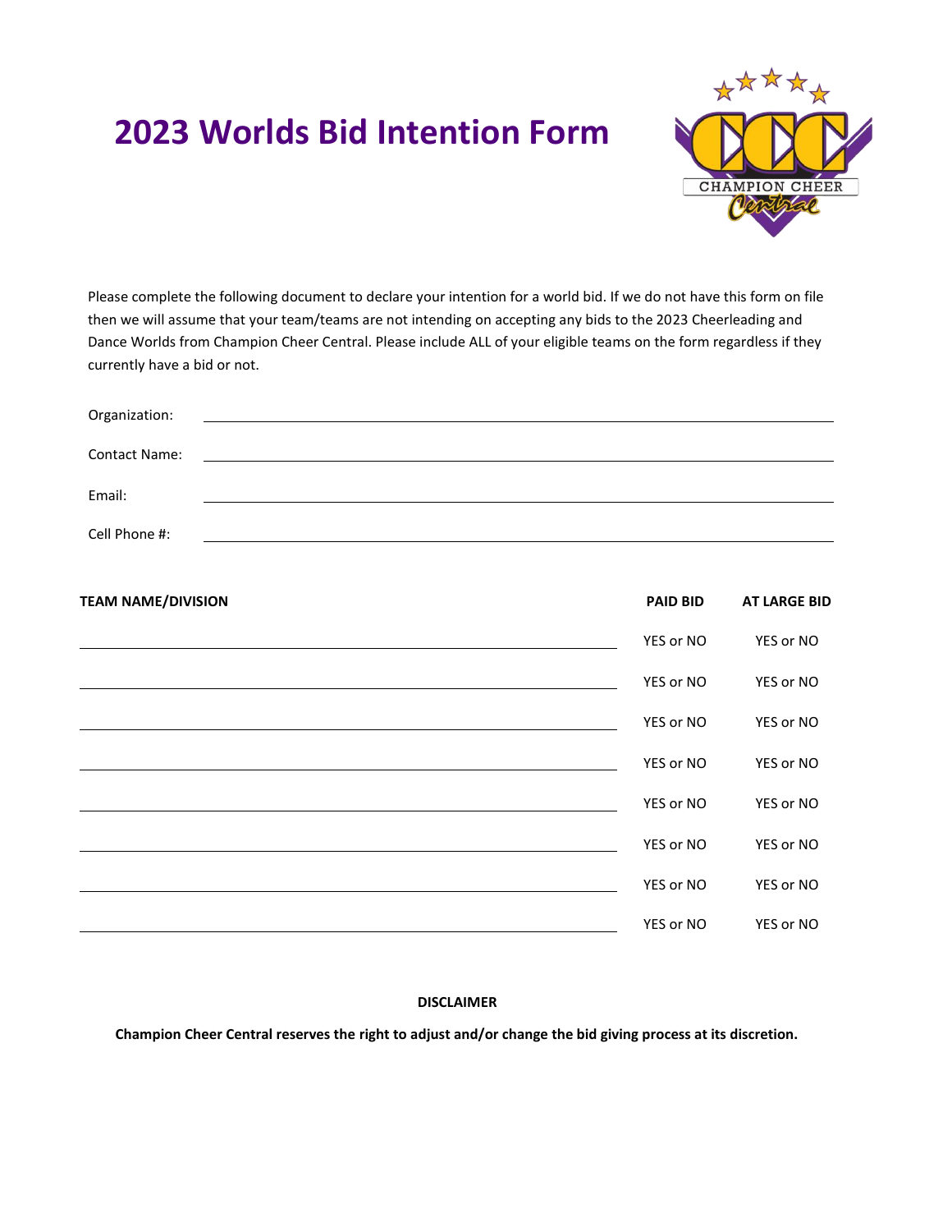# 2023 Worlds Bid Intention Form

Please complete the following document to declare your intention for a world bid. If we do not have this form on file then we will assume that your team/teams are not intending on accepting any bids to the 2023 Cheerleading and Dance Worlds from Champion Cheer Central. Please include ALL of your eligible teams on the form regardless if they currently have a bid or not.

Organization: ______________________________

Contact Name: ______________________________

Email: ______________________________

Cell Phone #: ______________________________

| TEAM NAME/DIVISION | PAID BID | AT LARGE BID |
|---|---|---|
| | YES or NO | YES or NO |
| | YES or NO | YES or NO |
| | YES or NO | YES or NO |
| | YES or NO | YES or NO |
| | YES or NO | YES or NO |
| | YES or NO | YES or NO |
| | YES or NO | YES or NO |
| | YES or NO | YES or NO |

**DISCLAIMER**

**Champion Cheer Central reserves the right to adjust and/or change the bid giving process at its discretion.**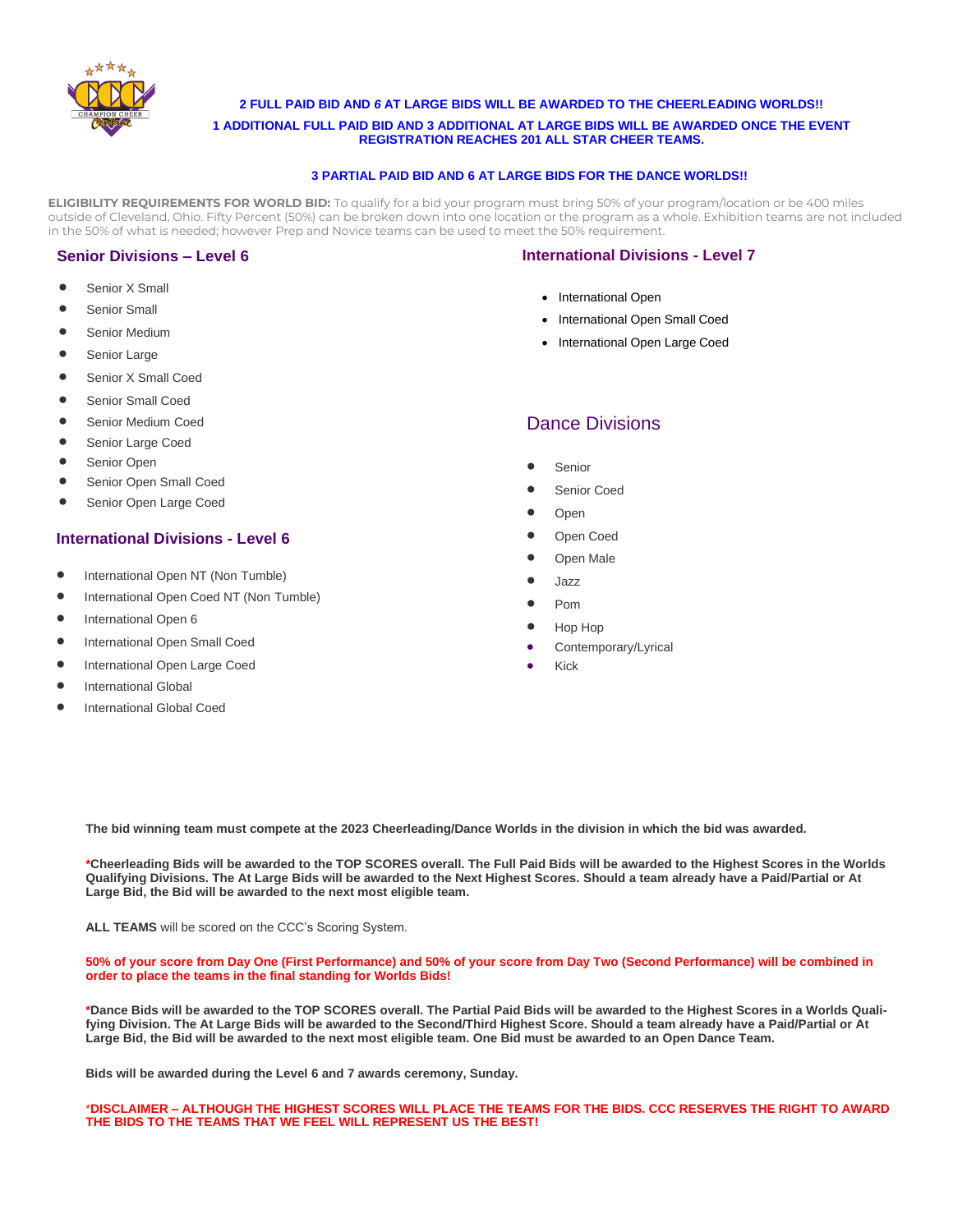**2 FULL PAID BID AND 6 AT LARGE BIDS WILL BE AWARDED TO THE CHEERLEADING WORLDS!!**

**1 ADDITIONAL FULL PAID BID AND 3 ADDITIONAL AT LARGE BIDS WILL BE AWARDED ONCE THE EVENT REGISTRATION REACHES 201 ALL STAR CHEER TEAMS.**

**3 PARTIAL PAID BID AND 6 AT LARGE BIDS FOR THE DANCE WORLDS!!**

**ELIGIBILITY REQUIREMENTS FOR WORLD BID:** To qualify for a bid your program must bring 50% of your program/location or be 400 miles outside of Cleveland, Ohio. Fifty Percent (50%) can be broken down into one location or the program as a whole. Exhibition teams are not included in the 50% of what is needed; however Prep and Novice teams can be used to meet the 50% requirement.

## Senior Divisions – Level 6

- Senior X Small
- Senior Small
- Senior Medium
- Senior Large
- Senior X Small Coed
- Senior Small Coed
- Senior Medium Coed
- Senior Large Coed
- Senior Open
- Senior Open Small Coed
- Senior Open Large Coed

## International Divisions - Level 6

- International Open NT (Non Tumble)
- International Open Coed NT (Non Tumble)
- International Open 6
- International Open Small Coed
- International Open Large Coed
- International Global
- International Global Coed

## International Divisions - Level 7

- International Open
- International Open Small Coed
- International Open Large Coed

## Dance Divisions

- Senior
- Senior Coed
- Open
- Open Coed
- Open Male
- Jazz
- Pom
- Hop Hop
- Contemporary/Lyrical
- Kick

**The bid winning team must compete at the 2023 Cheerleading/Dance Worlds in the division in which the bid was awarded.**

***Cheerleading Bids will be awarded to the TOP SCORES overall. The Full Paid Bids will be awarded to the Highest Scores in the Worlds Qualifying Divisions. The At Large Bids will be awarded to the Next Highest Scores. Should a team already have a Paid/Partial or At Large Bid, the Bid will be awarded to the next most eligible team.**

**ALL TEAMS** will be scored on the CCC's Scoring System.

**50% of your score from Day One (First Performance) and 50% of your score from Day Two (Second Performance) will be combined in order to place the teams in the final standing for Worlds Bids!**

***Dance Bids will be awarded to the TOP SCORES overall. The Partial Paid Bids will be awarded to the Highest Scores in a Worlds Qualifying Division. The At Large Bids will be awarded to the Second/Third Highest Score. Should a team already have a Paid/Partial or At Large Bid, the Bid will be awarded to the next most eligible team. One Bid must be awarded to an Open Dance Team.**

**Bids will be awarded during the Level 6 and 7 awards ceremony, Sunday.**

***DISCLAIMER – ALTHOUGH THE HIGHEST SCORES WILL PLACE THE TEAMS FOR THE BIDS. CCC RESERVES THE RIGHT TO AWARD THE BIDS TO THE TEAMS THAT WE FEEL WILL REPRESENT US THE BEST!**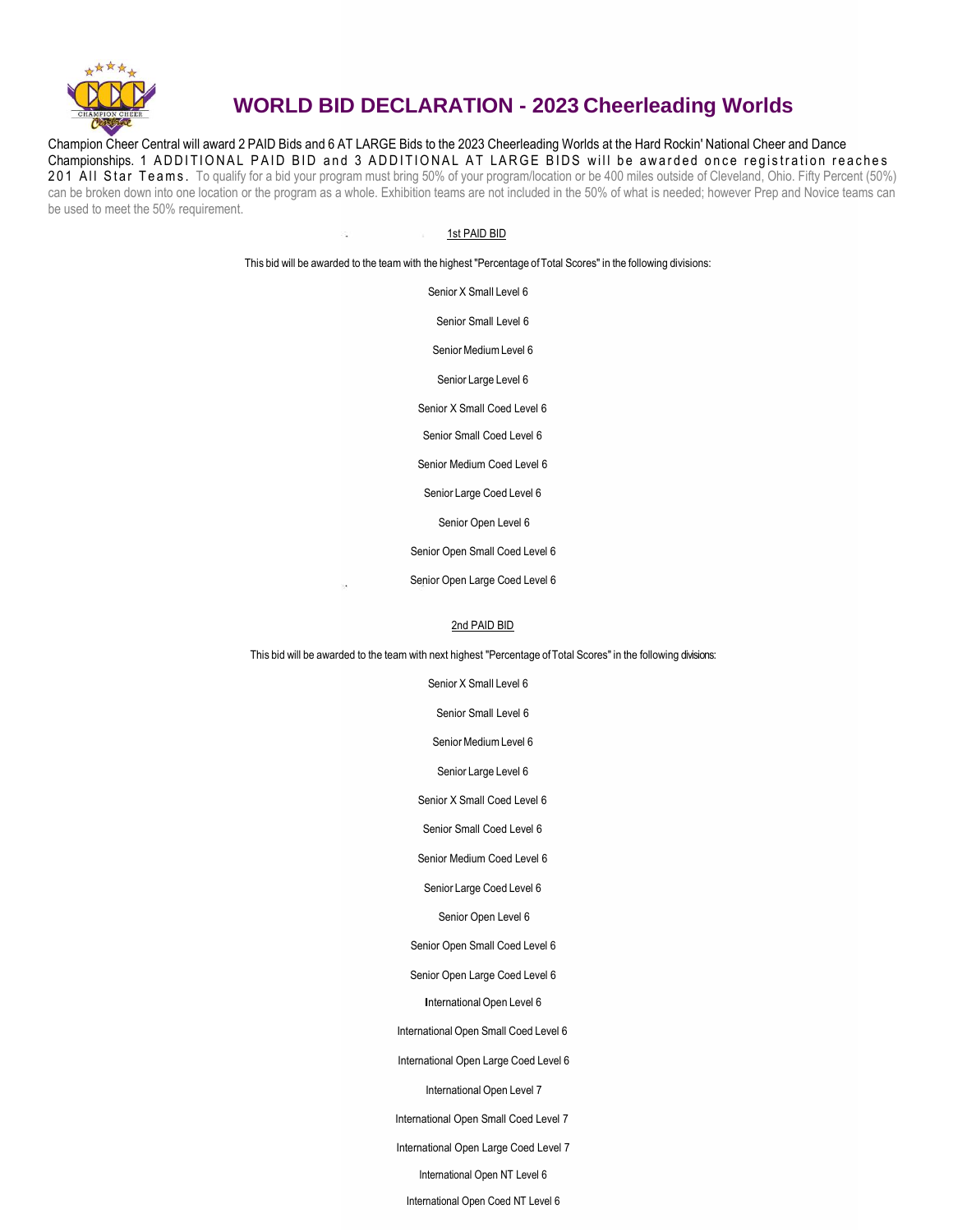# WORLD BID DECLARATION - 2023 Cheerleading Worlds

Champion Cheer Central will award 2 PAID Bids and 6 AT LARGE Bids to the 2023 Cheerleading Worlds at the Hard Rockin' National Cheer and Dance Championships. 1 ADDITIONAL PAID BID and 3 ADDITIONAL AT LARGE BIDS will be awarded once registration reaches 201 All Star Teams. To qualify for a bid your program must bring 50% of your program/location or be 400 miles outside of Cleveland, Ohio. Fifty Percent (50%) can be broken down into one location or the program as a whole. Exhibition teams are not included in the 50% of what is needed; however Prep and Novice teams can be used to meet the 50% requirement.

## 1st PAID BID

This bid will be awarded to the team with the highest "Percentage of Total Scores" in the following divisions:

Senior X Small Level 6

Senior Small Level 6

Senior Medium Level 6

Senior Large Level 6

Senior X Small Coed Level 6

Senior Small Coed Level 6

Senior Medium Coed Level 6

Senior Large Coed Level 6

Senior Open Level 6

Senior Open Small Coed Level 6

Senior Open Large Coed Level 6

## 2nd PAID BID

This bid will be awarded to the team with next highest "Percentage of Total Scores" in the following divisions:

Senior X Small Level 6

Senior Small Level 6

Senior Medium Level 6

Senior Large Level 6

Senior X Small Coed Level 6

Senior Small Coed Level 6

Senior Medium Coed Level 6

Senior Large Coed Level 6

Senior Open Level 6

Senior Open Small Coed Level 6

Senior Open Large Coed Level 6

International Open Level 6

International Open Small Coed Level 6

International Open Large Coed Level 6

International Open Level 7

International Open Small Coed Level 7

International Open Large Coed Level 7

International Open NT Level 6

International Open Coed NT Level 6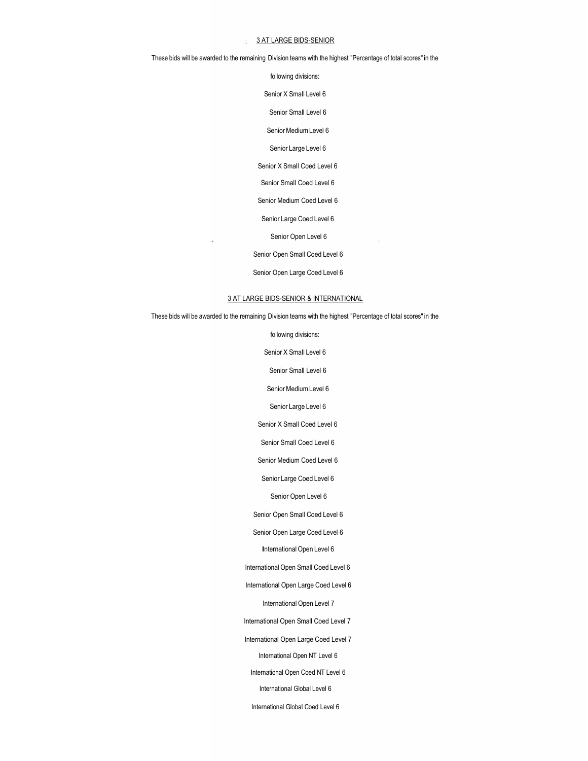## 3 AT LARGE BIDS-SENIOR

These bids will be awarded to the remaining Division teams with the highest "Percentage of total scores" in the following divisions:

Senior X Small Level 6

Senior Small Level 6

Senior Medium Level 6

Senior Large Level 6

Senior X Small Coed Level 6

Senior Small Coed Level 6

Senior Medium Coed Level 6

Senior Large Coed Level 6

Senior Open Level 6

Senior Open Small Coed Level 6

Senior Open Large Coed Level 6

## 3 AT LARGE BIDS-SENIOR & INTERNATIONAL

These bids will be awarded to the remaining Division teams with the highest "Percentage of total scores" in the following divisions:

Senior X Small Level 6

Senior Small Level 6

Senior Medium Level 6

Senior Large Level 6

Senior X Small Coed Level 6

Senior Small Coed Level 6

Senior Medium Coed Level 6

Senior Large Coed Level 6

Senior Open Level 6

Senior Open Small Coed Level 6

Senior Open Large Coed Level 6

International Open Level 6

International Open Small Coed Level 6

International Open Large Coed Level 6

International Open Level 7

International Open Small Coed Level 7

International Open Large Coed Level 7

International Open NT Level 6

International Open Coed NT Level 6

International Global Level 6

International Global Coed Level 6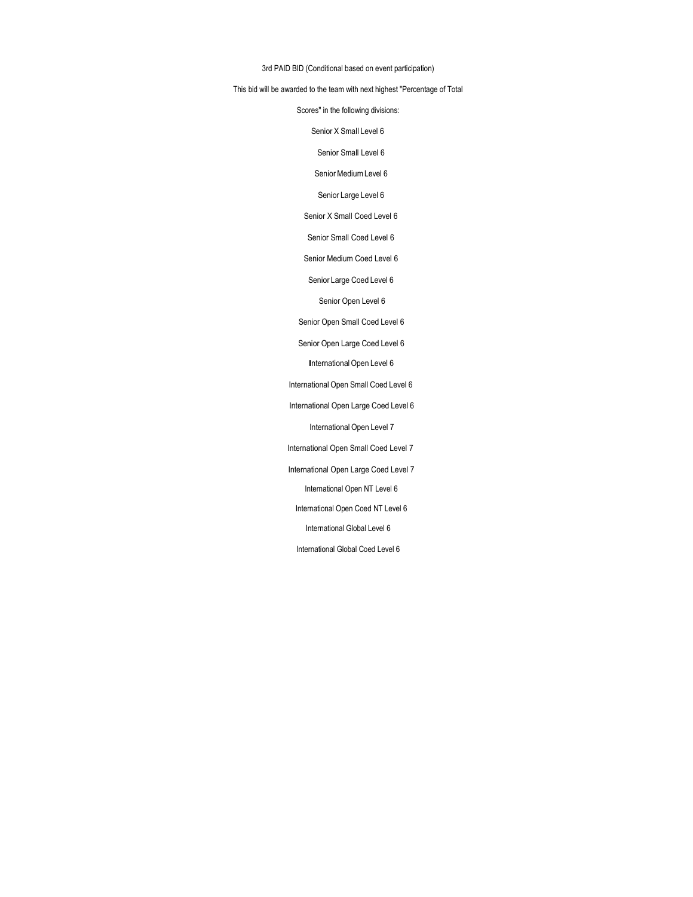3rd PAID BID (Conditional based on event participation)

This bid will be awarded to the team with next highest "Percentage of Total Scores" in the following divisions:

Senior X Small Level 6

Senior Small Level 6

Senior Medium Level 6

Senior Large Level 6

Senior X Small Coed Level 6

Senior Small Coed Level 6

Senior Medium Coed Level 6

Senior Large Coed Level 6

Senior Open Level 6

Senior Open Small Coed Level 6

Senior Open Large Coed Level 6

International Open Level 6

International Open Small Coed Level 6

International Open Large Coed Level 6

International Open Level 7

International Open Small Coed Level 7

International Open Large Coed Level 7

International Open NT Level 6

International Open Coed NT Level 6

International Global Level 6

International Global Coed Level 6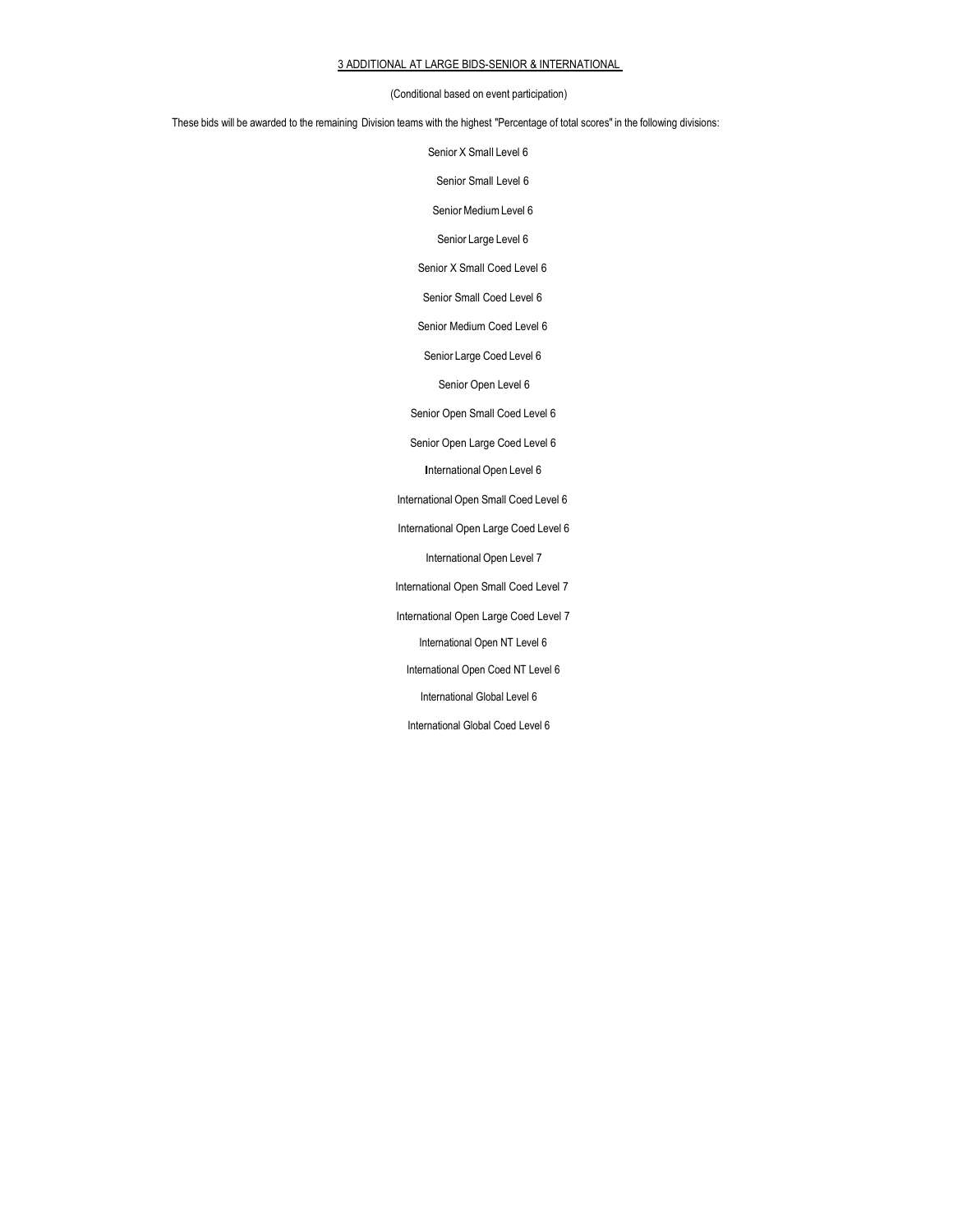## 3 ADDITIONAL AT LARGE BIDS-SENIOR & INTERNATIONAL

(Conditional based on event participation)

These bids will be awarded to the remaining Division teams with the highest "Percentage of total scores" in the following divisions:

Senior X Small Level 6

Senior Small Level 6

Senior Medium Level 6

Senior Large Level 6

Senior X Small Coed Level 6

Senior Small Coed Level 6

Senior Medium Coed Level 6

Senior Large Coed Level 6

Senior Open Level 6

Senior Open Small Coed Level 6

Senior Open Large Coed Level 6

International Open Level 6

International Open Small Coed Level 6

International Open Large Coed Level 6

International Open Level 7

International Open Small Coed Level 7

International Open Large Coed Level 7

International Open NT Level 6

International Open Coed NT Level 6

International Global Level 6

International Global Coed Level 6